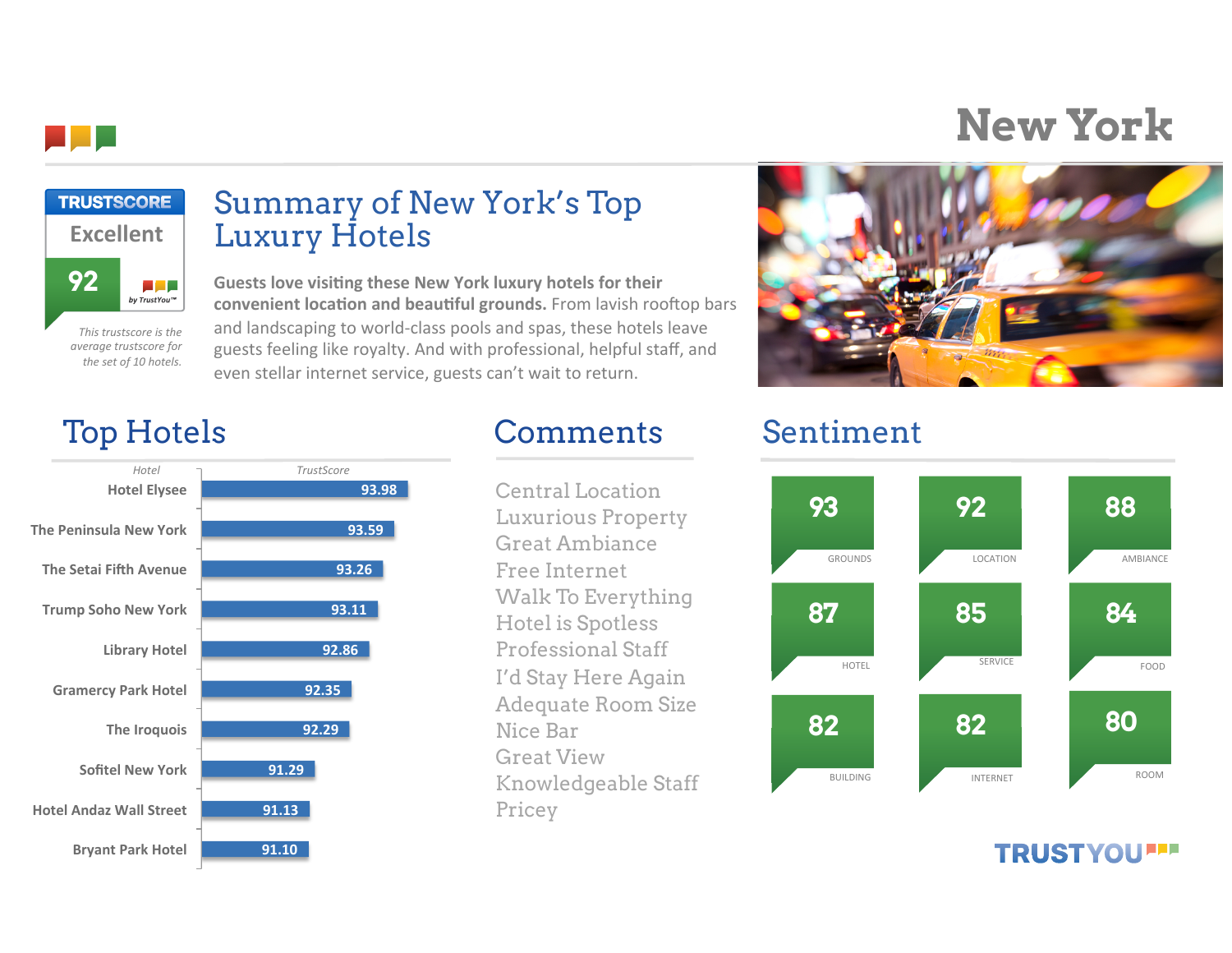# New York

**TRUSTSCORE**

**Excellent**

**92**

by TrustYou™

*This trustscore is the average trustscore for the set of 10 hotels.*

## Summary of New York's Top Luxury Hotels

**Guests love visiting these New York luxury hotels for their convenient location and beautiful grounds.** From lavish rooftop bars and landscaping to world-class pools and spas, these hotels leave guests feeling like royalty. And with professional, helpful staff, and even stellar internet service, guests can't wait to return.

## Top Hotels

| Hotel | TrustScore |
|---|---|
| Hotel Elysee | 93.98 |
| The Peninsula New York | 93.59 |
| The Setai Fifth Avenue | 93.26 |
| Trump Soho New York | 93.11 |
| Library Hotel | 92.86 |
| Gramercy Park Hotel | 92.35 |
| The Iroquois | 92.29 |
| Sofitel New York | 91.29 |
| Hotel Andaz Wall Street | 91.13 |
| Bryant Park Hotel | 91.10 |

## Comments

- Central Location
- Luxurious Property
- Great Ambiance
- Free Internet
- Walk To Everything
- Hotel is Spotless
- Professional Staff
- I'd Stay Here Again
- Adequate Room Size
- Nice Bar
- Great View
- Knowledgeable Staff
- Pricey

## Sentiment

| Category | Score |
|---|---|
| GROUNDS | 93 |
| LOCATION | 92 |
| AMBIANCE | 88 |
| HOTEL | 87 |
| SERVICE | 85 |
| FOOD | 84 |
| BUILDING | 82 |
| INTERNET | 82 |
| ROOM | 80 |

TRUSTYOU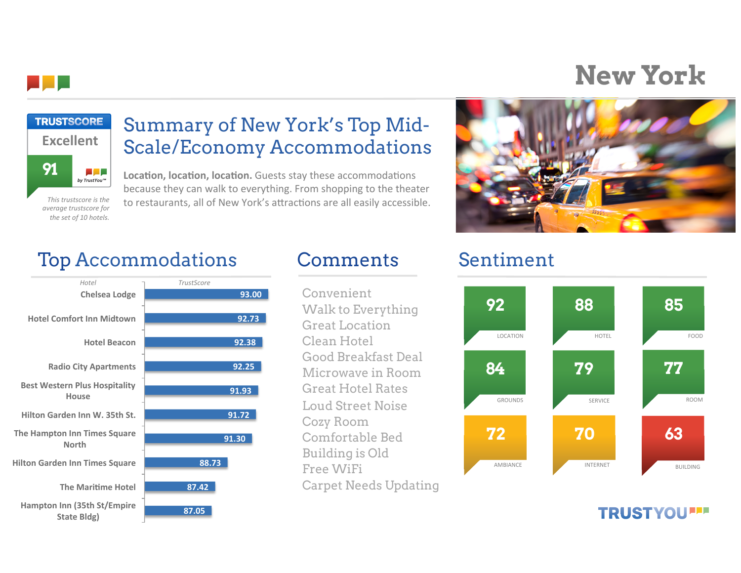# New York

**TRUSTSCORE**

Excellent

91

by TrustYou™

*This trustscore is the average trustscore for the set of 10 hotels.*

## Summary of New York's Top Mid-Scale/Economy Accommodations

**Location, location, location.** Guests stay these accommodations because they can walk to everything. From shopping to the theater to restaurants, all of New York's attractions are all easily accessible.

## Top Accommodations

| Hotel | TrustScore |
|---|---|
| Chelsea Lodge | 93.00 |
| Hotel Comfort Inn Midtown | 92.73 |
| Hotel Beacon | 92.38 |
| Radio City Apartments | 92.25 |
| Best Western Plus Hospitality House | 91.93 |
| Hilton Garden Inn W. 35th St. | 91.72 |
| The Hampton Inn Times Square North | 91.30 |
| Hilton Garden Inn Times Square | 88.73 |
| The Maritime Hotel | 87.42 |
| Hampton Inn (35th St/Empire State Bldg) | 87.05 |

## Comments

- Convenient
- Walk to Everything
- Great Location
- Clean Hotel
- Good Breakfast Deal
- Microwave in Room
- Great Hotel Rates
- Loud Street Noise
- Cozy Room
- Comfortable Bed
- Building is Old
- Free WiFi
- Carpet Needs Updating

## Sentiment

| Category | Score |
|---|---|
| LOCATION | 92 |
| HOTEL | 88 |
| FOOD | 85 |
| GROUNDS | 84 |
| SERVICE | 79 |
| ROOM | 77 |
| AMBIANCE | 72 |
| INTERNET | 70 |
| BUILDING | 63 |

TRUSTYOU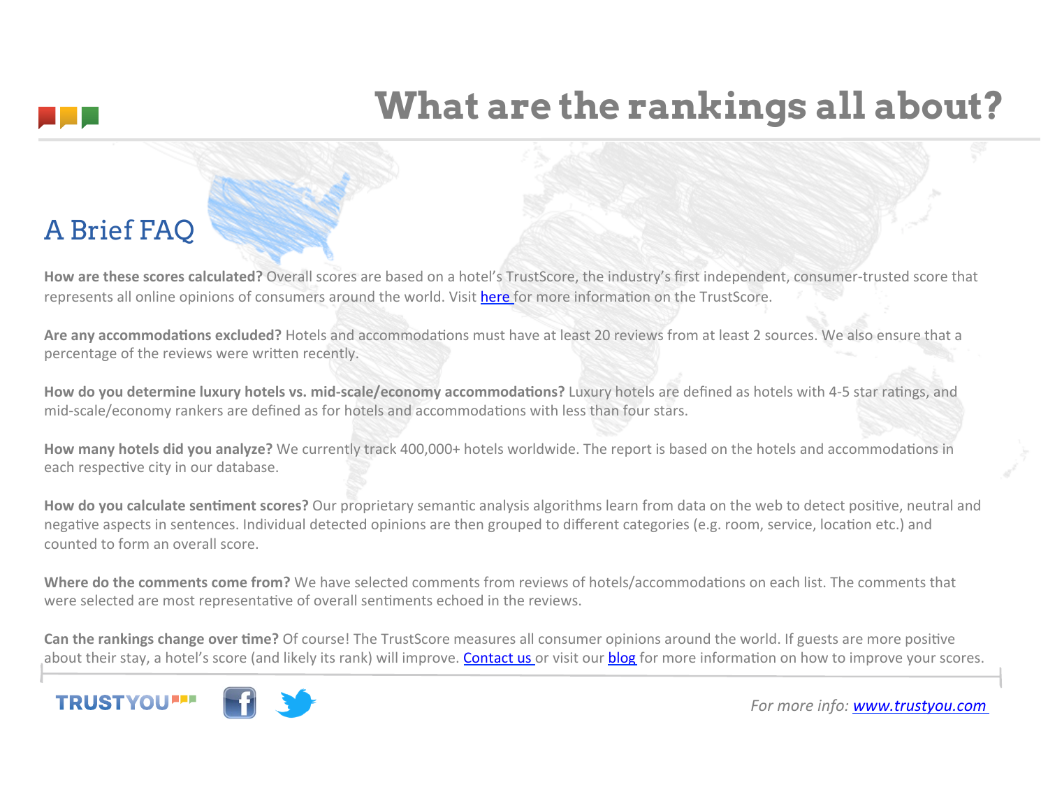# What are the rankings all about?

## A Brief FAQ

**How are these scores calculated?** Overall scores are based on a hotel's TrustScore, the industry's first independent, consumer-trusted score that represents all online opinions of consumers around the world. Visit here for more information on the TrustScore.

**Are any accommodations excluded?** Hotels and accommodations must have at least 20 reviews from at least 2 sources. We also ensure that a percentage of the reviews were written recently.

**How do you determine luxury hotels vs. mid-scale/economy accommodations?** Luxury hotels are defined as hotels with 4-5 star ratings, and mid-scale/economy rankers are defined as for hotels and accommodations with less than four stars.

**How many hotels did you analyze?** We currently track 400,000+ hotels worldwide. The report is based on the hotels and accommodations in each respective city in our database.

**How do you calculate sentiment scores?** Our proprietary semantic analysis algorithms learn from data on the web to detect positive, neutral and negative aspects in sentences. Individual detected opinions are then grouped to different categories (e.g. room, service, location etc.) and counted to form an overall score.

**Where do the comments come from?** We have selected comments from reviews of hotels/accommodations on each list. The comments that were selected are most representative of overall sentiments echoed in the reviews.

**Can the rankings change over time?** Of course! The TrustScore measures all consumer opinions around the world. If guests are more positive about their stay, a hotel's score (and likely its rank) will improve. Contact us or visit our blog for more information on how to improve your scores.

TRUSTYOU

*For more info: www.trustyou.com*